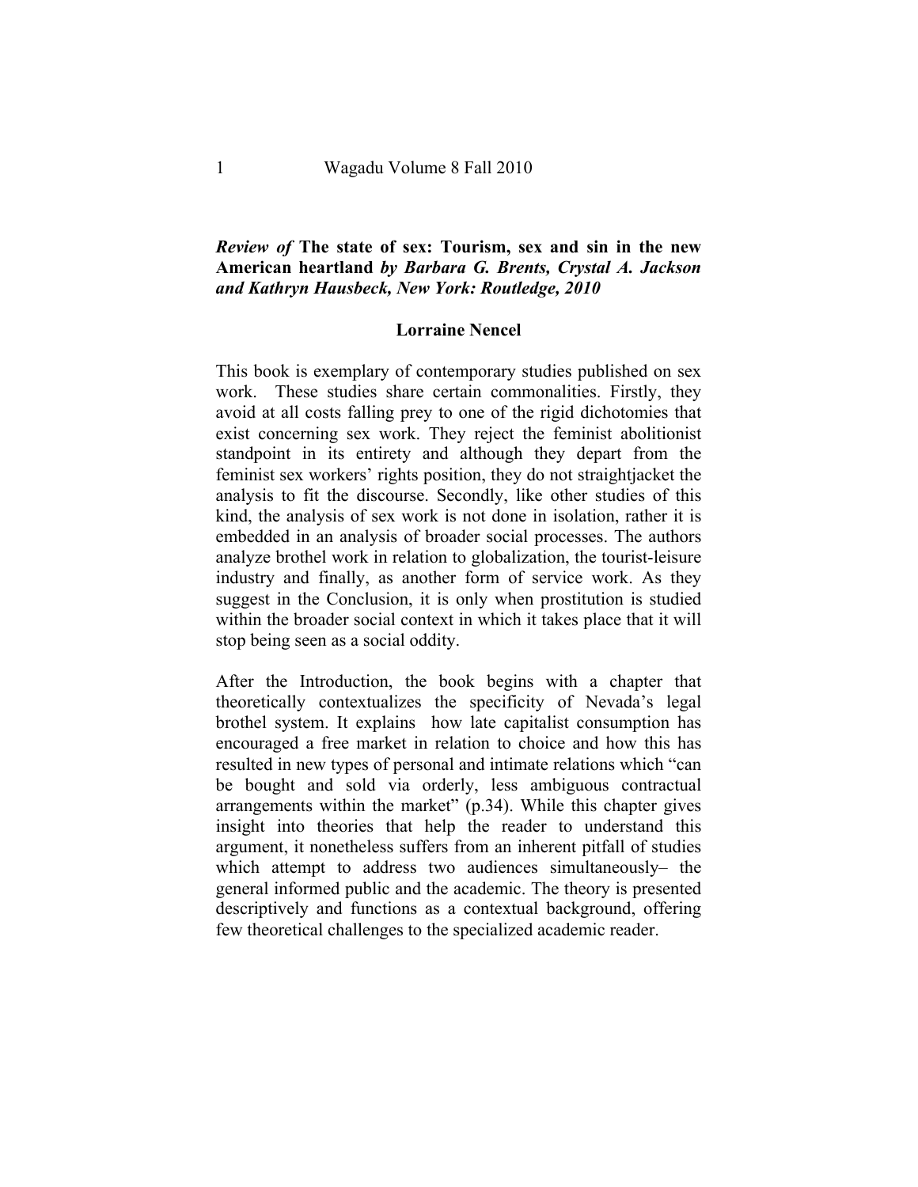***Review of* The state of sex: Tourism, sex and sin in the new American heartland *by Barbara G. Brents, Crystal A. Jackson and Kathryn Hausbeck, New York: Routledge, 2010***

**Lorraine Nencel**

This book is exemplary of contemporary studies published on sex work. These studies share certain commonalities. Firstly, they avoid at all costs falling prey to one of the rigid dichotomies that exist concerning sex work. They reject the feminist abolitionist standpoint in its entirety and although they depart from the feminist sex workers' rights position, they do not straightjacket the analysis to fit the discourse. Secondly, like other studies of this kind, the analysis of sex work is not done in isolation, rather it is embedded in an analysis of broader social processes. The authors analyze brothel work in relation to globalization, the tourist-leisure industry and finally, as another form of service work. As they suggest in the Conclusion, it is only when prostitution is studied within the broader social context in which it takes place that it will stop being seen as a social oddity.

After the Introduction, the book begins with a chapter that theoretically contextualizes the specificity of Nevada's legal brothel system. It explains how late capitalist consumption has encouraged a free market in relation to choice and how this has resulted in new types of personal and intimate relations which "can be bought and sold via orderly, less ambiguous contractual arrangements within the market" (p.34). While this chapter gives insight into theories that help the reader to understand this argument, it nonetheless suffers from an inherent pitfall of studies which attempt to address two audiences simultaneously– the general informed public and the academic. The theory is presented descriptively and functions as a contextual background, offering few theoretical challenges to the specialized academic reader.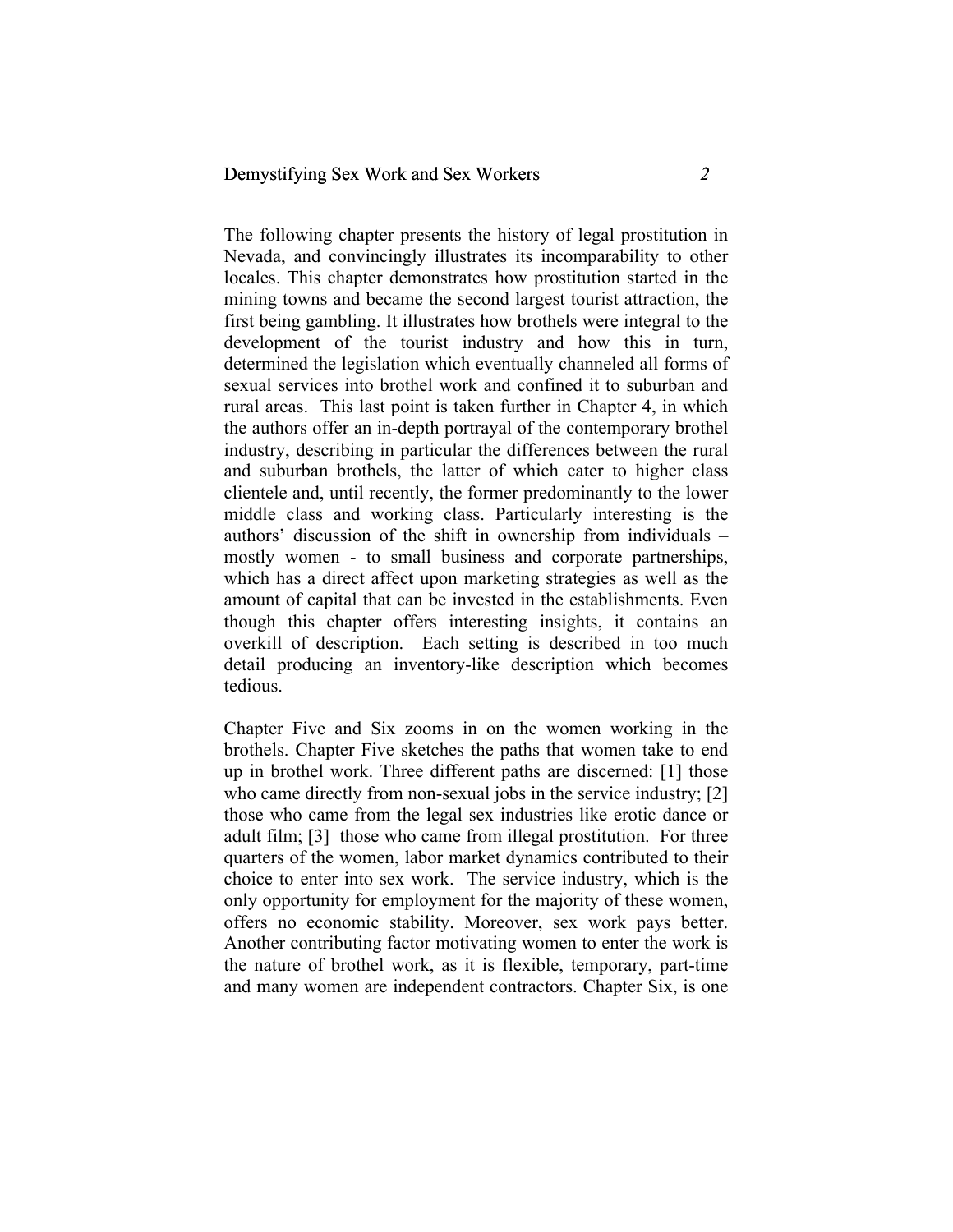The following chapter presents the history of legal prostitution in Nevada, and convincingly illustrates its incomparability to other locales. This chapter demonstrates how prostitution started in the mining towns and became the second largest tourist attraction, the first being gambling. It illustrates how brothels were integral to the development of the tourist industry and how this in turn, determined the legislation which eventually channeled all forms of sexual services into brothel work and confined it to suburban and rural areas. This last point is taken further in Chapter 4, in which the authors offer an in-depth portrayal of the contemporary brothel industry, describing in particular the differences between the rural and suburban brothels, the latter of which cater to higher class clientele and, until recently, the former predominantly to the lower middle class and working class. Particularly interesting is the authors' discussion of the shift in ownership from individuals – mostly women - to small business and corporate partnerships, which has a direct affect upon marketing strategies as well as the amount of capital that can be invested in the establishments. Even though this chapter offers interesting insights, it contains an overkill of description. Each setting is described in too much detail producing an inventory-like description which becomes tedious.

Chapter Five and Six zooms in on the women working in the brothels. Chapter Five sketches the paths that women take to end up in brothel work. Three different paths are discerned: [1] those who came directly from non-sexual jobs in the service industry; [2] those who came from the legal sex industries like erotic dance or adult film; [3] those who came from illegal prostitution. For three quarters of the women, labor market dynamics contributed to their choice to enter into sex work. The service industry, which is the only opportunity for employment for the majority of these women, offers no economic stability. Moreover, sex work pays better. Another contributing factor motivating women to enter the work is the nature of brothel work, as it is flexible, temporary, part-time and many women are independent contractors. Chapter Six, is one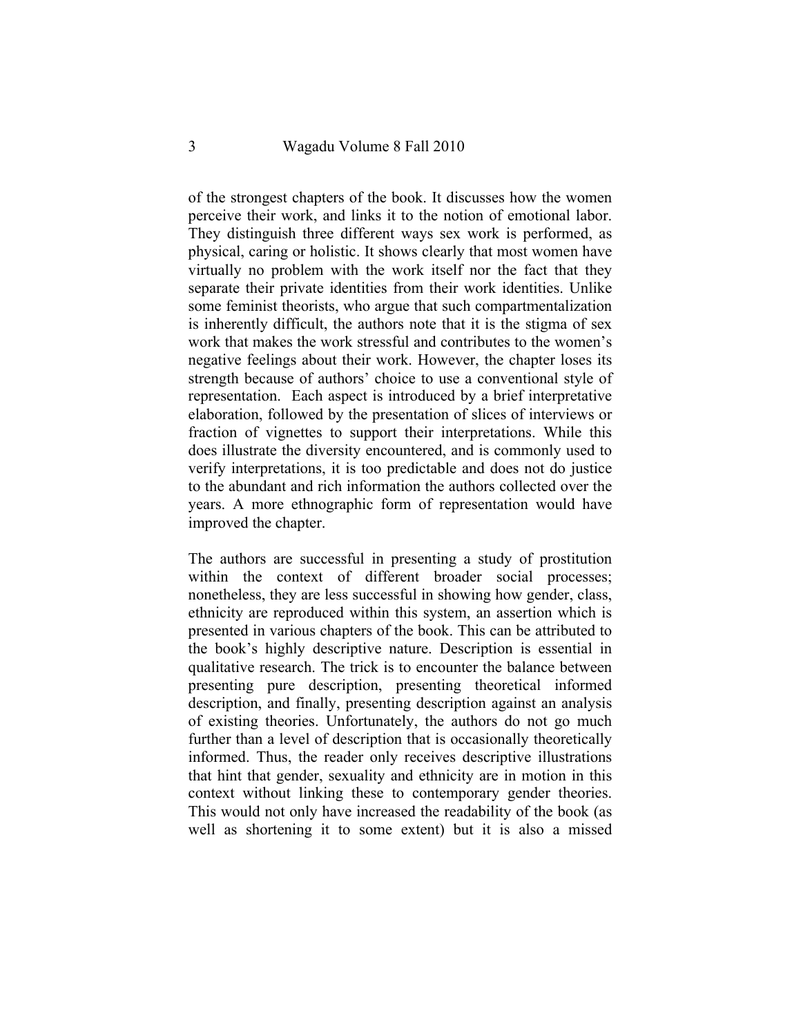of the strongest chapters of the book. It discusses how the women perceive their work, and links it to the notion of emotional labor. They distinguish three different ways sex work is performed, as physical, caring or holistic. It shows clearly that most women have virtually no problem with the work itself nor the fact that they separate their private identities from their work identities. Unlike some feminist theorists, who argue that such compartmentalization is inherently difficult, the authors note that it is the stigma of sex work that makes the work stressful and contributes to the women's negative feelings about their work. However, the chapter loses its strength because of authors' choice to use a conventional style of representation. Each aspect is introduced by a brief interpretative elaboration, followed by the presentation of slices of interviews or fraction of vignettes to support their interpretations. While this does illustrate the diversity encountered, and is commonly used to verify interpretations, it is too predictable and does not do justice to the abundant and rich information the authors collected over the years. A more ethnographic form of representation would have improved the chapter.

The authors are successful in presenting a study of prostitution within the context of different broader social processes; nonetheless, they are less successful in showing how gender, class, ethnicity are reproduced within this system, an assertion which is presented in various chapters of the book. This can be attributed to the book's highly descriptive nature. Description is essential in qualitative research. The trick is to encounter the balance between presenting pure description, presenting theoretical informed description, and finally, presenting description against an analysis of existing theories. Unfortunately, the authors do not go much further than a level of description that is occasionally theoretically informed. Thus, the reader only receives descriptive illustrations that hint that gender, sexuality and ethnicity are in motion in this context without linking these to contemporary gender theories. This would not only have increased the readability of the book (as well as shortening it to some extent) but it is also a missed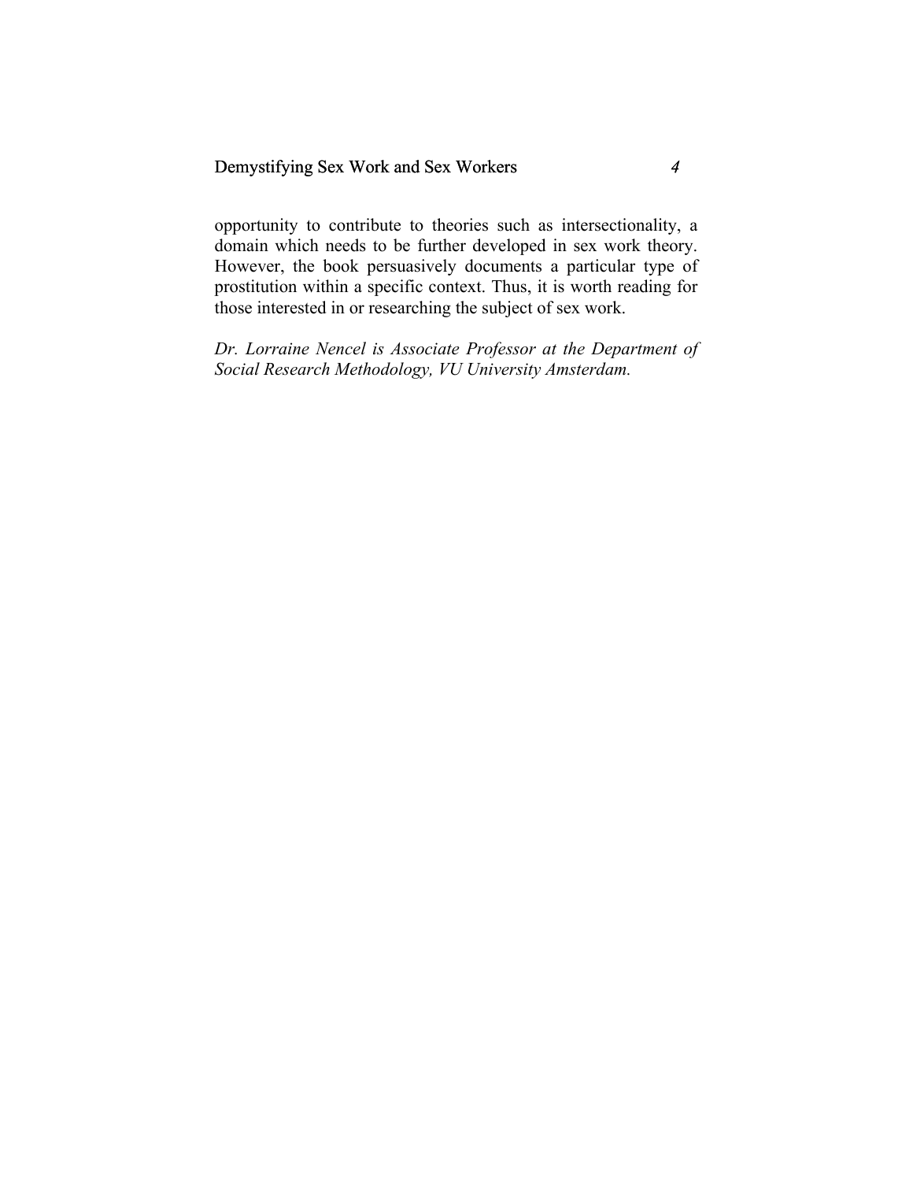opportunity to contribute to theories such as intersectionality, a domain which needs to be further developed in sex work theory. However, the book persuasively documents a particular type of prostitution within a specific context. Thus, it is worth reading for those interested in or researching the subject of sex work.

*Dr. Lorraine Nencel is Associate Professor at the Department of Social Research Methodology, VU University Amsterdam.*